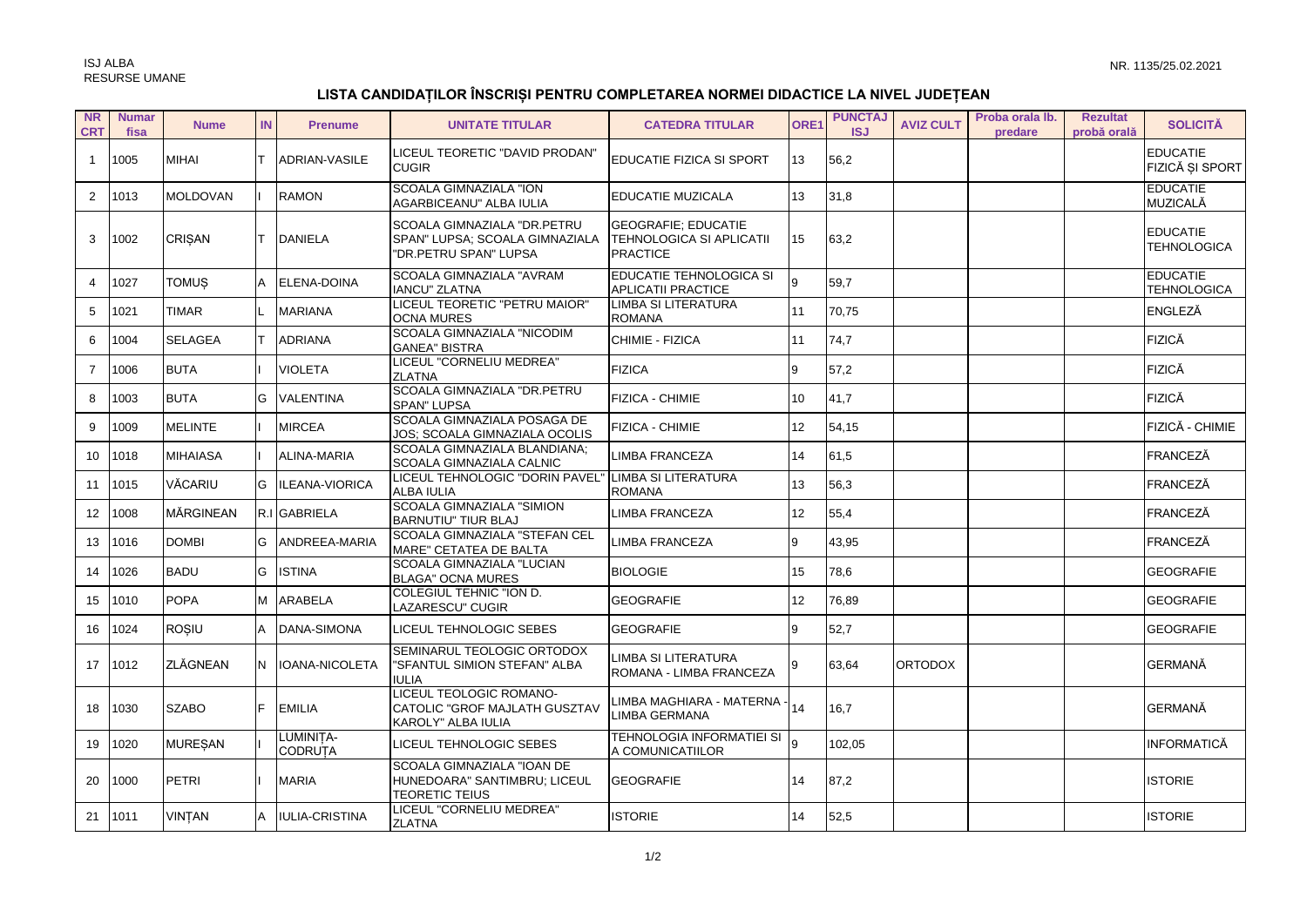ISJ ALBA
RESURSE UMANE

NR. 1135/25.02.2021

# LISTA CANDIDAȚILOR ÎNSCRIȘI PENTRU COMPLETAREA NORMEI DIDACTICE LA NIVEL JUDEȚEAN

| NR CRT | Numar fisa | Nume | IN | Prenume | UNITATE TITULAR | CATEDRA TITULAR | ORE1 | PUNCTAJ ISJ | AVIZ CULT | Proba orala lb. predare | Rezultat probă orală | SOLICITĂ |
|---|---|---|---|---|---|---|---|---|---|---|---|---|
| 1 | 1005 | MIHAI | T | ADRIAN-VASILE | LICEUL TEORETIC "DAVID PRODAN" CUGIR | EDUCATIE FIZICA SI SPORT | 13 | 56,2 | | | | EDUCATIE FIZICĂ ȘI SPORT |
| 2 | 1013 | MOLDOVAN | I | RAMON | SCOALA GIMNAZIALA "ION AGARBICEANU" ALBA IULIA | EDUCATIE MUZICALA | 13 | 31,8 | | | | EDUCATIE MUZICALĂ |
| 3 | 1002 | CRIȘAN | T | DANIELA | SCOALA GIMNAZIALA "DR.PETRU SPAN" LUPSA; SCOALA GIMNAZIALA "DR.PETRU SPAN" LUPSA | GEOGRAFIE; EDUCATIE TEHNOLOGICA SI APLICATII PRACTICE | 15 | 63,2 | | | | EDUCATIE TEHNOLOGICA |
| 4 | 1027 | TOMUȘ | A | ELENA-DOINA | SCOALA GIMNAZIALA "AVRAM IANCU" ZLATNA | EDUCATIE TEHNOLOGICA SI APLICATII PRACTICE | 9 | 59,7 | | | | EDUCATIE TEHNOLOGICA |
| 5 | 1021 | TIMAR | L | MARIANA | LICEUL TEORETIC "PETRU MAIOR" OCNA MURES | LIMBA SI LITERATURA ROMANA | 11 | 70,75 | | | | ENGLEZĂ |
| 6 | 1004 | SELAGEA | T | ADRIANA | SCOALA GIMNAZIALA "NICODIM GANEA" BISTRA | CHIMIE - FIZICA | 11 | 74,7 | | | | FIZICĂ |
| 7 | 1006 | BUTA | I | VIOLETA | LICEUL "CORNELIU MEDREA" ZLATNA | FIZICA | 9 | 57,2 | | | | FIZICĂ |
| 8 | 1003 | BUTA | G | VALENTINA | SCOALA GIMNAZIALA "DR.PETRU SPAN" LUPSA | FIZICA - CHIMIE | 10 | 41,7 | | | | FIZICĂ |
| 9 | 1009 | MELINTE | I | MIRCEA | SCOALA GIMNAZIALA POSAGA DE JOS; SCOALA GIMNAZIALA OCOLIS | FIZICA - CHIMIE | 12 | 54,15 | | | | FIZICĂ - CHIMIE |
| 10 | 1018 | MIHAIASA | I | ALINA-MARIA | SCOALA GIMNAZIALA BLANDIANA; SCOALA GIMNAZIALA CALNIC | LIMBA FRANCEZA | 14 | 61,5 | | | | FRANCEZĂ |
| 11 | 1015 | VĂCARIU | G | ILEANA-VIORICA | LICEUL TEHNOLOGIC "DORIN PAVEL" ALBA IULIA | LIMBA SI LITERATURA ROMANA | 13 | 56,3 | | | | FRANCEZĂ |
| 12 | 1008 | MĂRGINEAN | R.I | GABRIELA | SCOALA GIMNAZIALA "SIMION BARNUTIU" TIUR BLAJ | LIMBA FRANCEZA | 12 | 55,4 | | | | FRANCEZĂ |
| 13 | 1016 | DOMBI | G | ANDREEA-MARIA | SCOALA GIMNAZIALA "STEFAN CEL MARE" CETATEA DE BALTA | LIMBA FRANCEZA | 9 | 43,95 | | | | FRANCEZĂ |
| 14 | 1026 | BADU | G | ISTINA | SCOALA GIMNAZIALA "LUCIAN BLAGA" OCNA MURES | BIOLOGIE | 15 | 78,6 | | | | GEOGRAFIE |
| 15 | 1010 | POPA | M | ARABELA | COLEGIUL TEHNIC "ION D. LAZARESCU" CUGIR | GEOGRAFIE | 12 | 76,89 | | | | GEOGRAFIE |
| 16 | 1024 | ROȘIU | A | DANA-SIMONA | LICEUL TEHNOLOGIC SEBES | GEOGRAFIE | 9 | 52,7 | | | | GEOGRAFIE |
| 17 | 1012 | ZLĂGNEAN | N | IOANA-NICOLETA | SEMINARUL TEOLOGIC ORTODOX "SFANTUL SIMION STEFAN" ALBA IULIA | LIMBA SI LITERATURA ROMANA - LIMBA FRANCEZA | 9 | 63,64 | ORTODOX | | | GERMANĂ |
| 18 | 1030 | SZABO | F | EMILIA | LICEUL TEOLOGIC ROMANO-CATOLIC "GROF MAJLATH GUSZTAV KAROLY" ALBA IULIA | LIMBA MAGHIARA - MATERNA - LIMBA GERMANA | 14 | 16,7 | | | | GERMANĂ |
| 19 | 1020 | MUREȘAN | I | LUMINIȚA-CODRUȚA | LICEUL TEHNOLOGIC SEBES | TEHNOLOGIA INFORMATIEI SI A COMUNICATIILOR | 9 | 102,05 | | | | INFORMATICĂ |
| 20 | 1000 | PETRI | I | MARIA | SCOALA GIMNAZIALA "IOAN DE HUNEDOARA" SANTIMBRU; LICEUL TEORETIC TEIUS | GEOGRAFIE | 14 | 87,2 | | | | ISTORIE |
| 21 | 1011 | VINȚAN | A | IULIA-CRISTINA | LICEUL "CORNELIU MEDREA" ZLATNA | ISTORIE | 14 | 52,5 | | | | ISTORIE |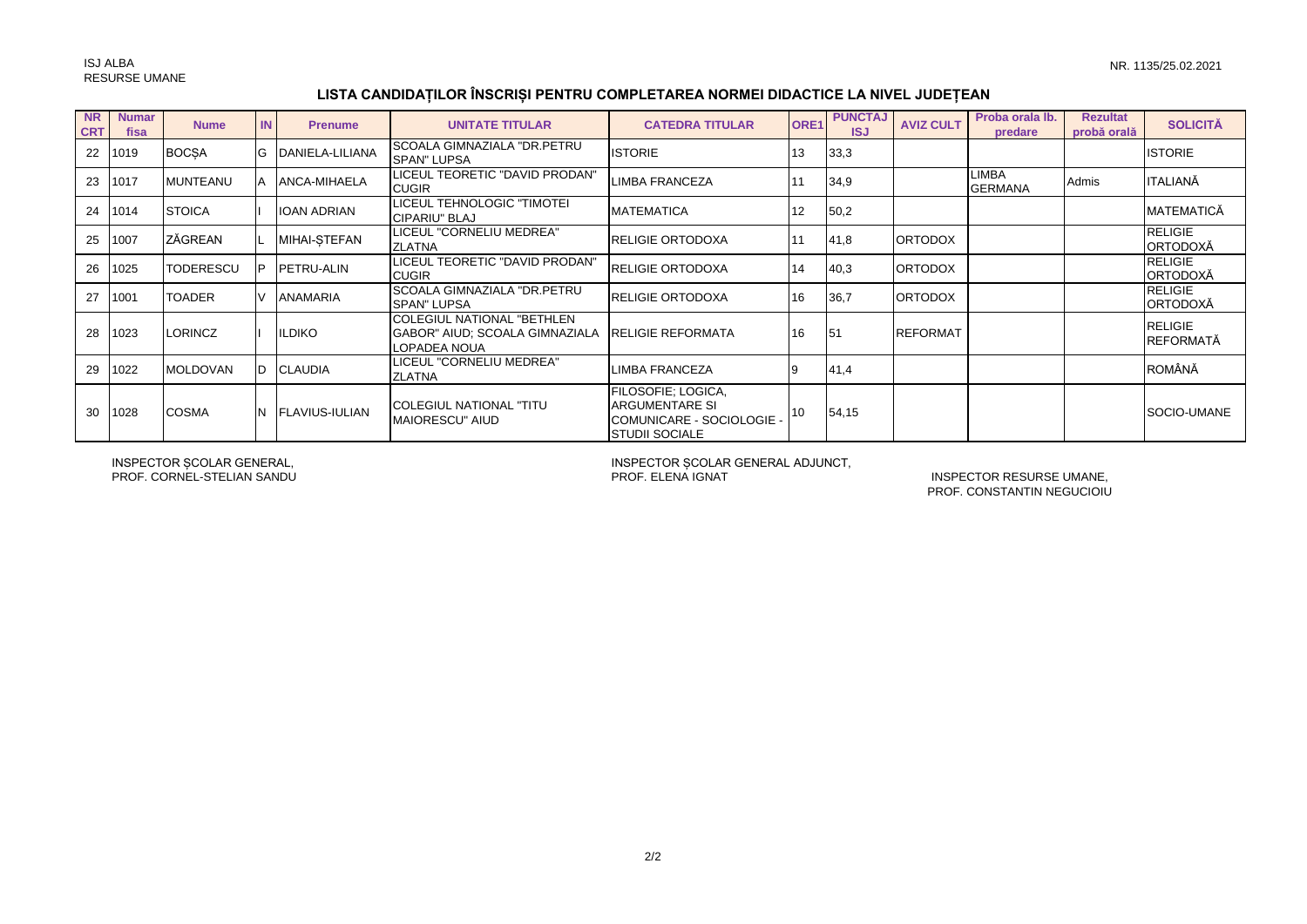ISJ ALBA
RESURSE UMANE

NR. 1135/25.02.2021

## LISTA CANDIDAȚILOR ÎNSCRIȘI PENTRU COMPLETAREA NORMEI DIDACTICE LA NIVEL JUDEȚEAN

| NR CRT | Numar fisa | Nume | IN | Prenume | UNITATE TITULAR | CATEDRA TITULAR | ORE1 | PUNCTAJ ISJ | AVIZ CULT | Proba orala lb. predare | Rezultat probă orală | SOLICITĂ |
|---|---|---|---|---|---|---|---|---|---|---|---|---|
| 22 | 1019 | BOCȘA | G | DANIELA-LILIANA | SCOALA GIMNAZIALA "DR.PETRU SPAN" LUPSA | ISTORIE | 13 | 33,3 | | | | ISTORIE |
| 23 | 1017 | MUNTEANU | A | ANCA-MIHAELA | LICEUL TEORETIC "DAVID PRODAN" CUGIR | LIMBA FRANCEZA | 11 | 34,9 | | LIMBA GERMANA | Admis | ITALIANĂ |
| 24 | 1014 | STOICA | I | IOAN ADRIAN | LICEUL TEHNOLOGIC "TIMOTEI CIPARIU" BLAJ | MATEMATICA | 12 | 50,2 | | | | MATEMATICĂ |
| 25 | 1007 | ZĂGREAN | L | MIHAI-ȘTEFAN | LICEUL "CORNELIU MEDREA" ZLATNA | RELIGIE ORTODOXA | 11 | 41,8 | ORTODOX | | | RELIGIE ORTODOXĂ |
| 26 | 1025 | TODERESCU | P | PETRU-ALIN | LICEUL TEORETIC "DAVID PRODAN" CUGIR | RELIGIE ORTODOXA | 14 | 40,3 | ORTODOX | | | RELIGIE ORTODOXĂ |
| 27 | 1001 | TOADER | V | ANAMARIA | SCOALA GIMNAZIALA "DR.PETRU SPAN" LUPSA | RELIGIE ORTODOXA | 16 | 36,7 | ORTODOX | | | RELIGIE ORTODOXĂ |
| 28 | 1023 | LORINCZ | I | ILDIKO | COLEGIUL NATIONAL "BETHLEN GABOR" AIUD; SCOALA GIMNAZIALA LOPADEA NOUA | RELIGIE REFORMATA | 16 | 51 | REFORMAT | | | RELIGIE REFORMATĂ |
| 29 | 1022 | MOLDOVAN | D | CLAUDIA | LICEUL "CORNELIU MEDREA" ZLATNA | LIMBA FRANCEZA | 9 | 41,4 | | | | ROMÂNĂ |
| 30 | 1028 | COSMA | N | FLAVIUS-IULIAN | COLEGIUL NATIONAL "TITU MAIORESCU" AIUD | FILOSOFIE; LOGICA, ARGUMENTARE SI COMUNICARE - SOCIOLOGIE - STUDII SOCIALE | 10 | 54,15 | | | | SOCIO-UMANE |

INSPECTOR ȘCOLAR GENERAL,
PROF. CORNEL-STELIAN SANDU

INSPECTOR ȘCOLAR GENERAL ADJUNCT,
PROF. ELENA IGNAT

INSPECTOR RESURSE UMANE,
PROF. CONSTANTIN NEGUCIOIU